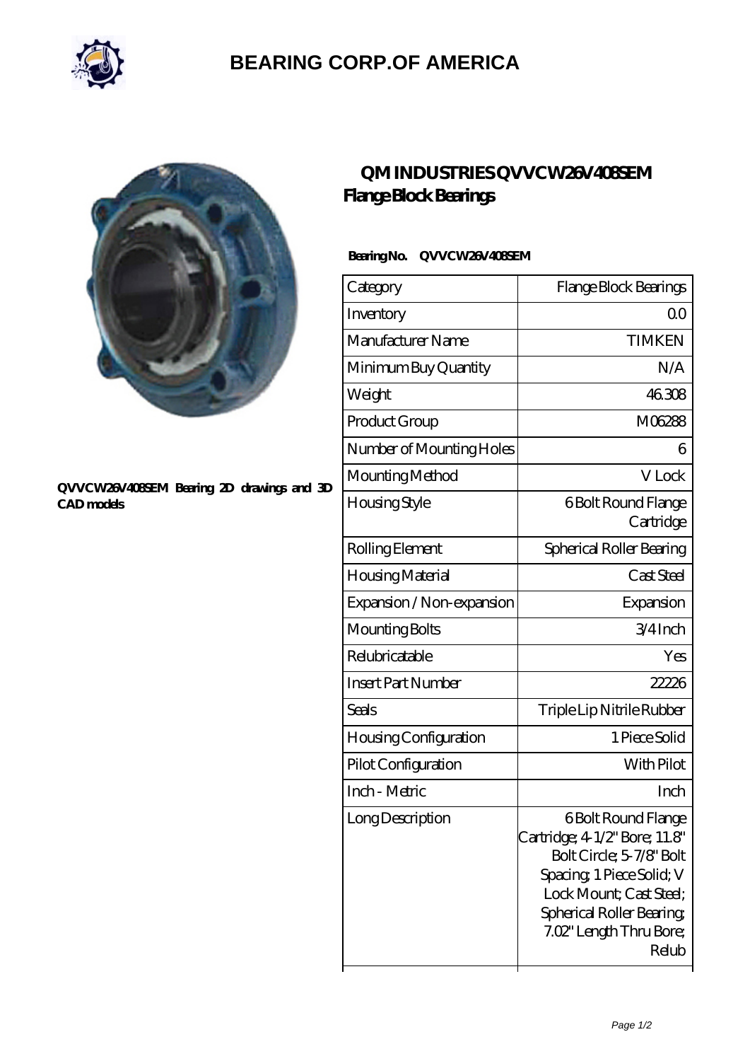# BEARING CORP.OF AMERICA

QVVCW26V408SEM Bearing 2D drawings and 3D CAD models

## QM INDUSTRIES QVVCW26V408SEM Flange Block Bearings

**Bearing No. QVVCW26V408SEM**

| Category | Flange Block Bearings |
| --- | --- |
| Inventory | 0.0 |
| Manufacturer Name | TIMKEN |
| Minimum Buy Quantity | N/A |
| Weight | 46.308 |
| Product Group | M06288 |
| Number of Mounting Holes | 6 |
| Mounting Method | V Lock |
| Housing Style | 6 Bolt Round Flange Cartridge |
| Rolling Element | Spherical Roller Bearing |
| Housing Material | Cast Steel |
| Expansion / Non-expansion | Expansion |
| Mounting Bolts | 3/4 Inch |
| Relubricatable | Yes |
| Insert Part Number | 22226 |
| Seals | Triple Lip Nitrile Rubber |
| Housing Configuration | 1 Piece Solid |
| Pilot Configuration | With Pilot |
| Inch - Metric | Inch |
| Long Description | 6 Bolt Round Flange Cartridge; 4-1/2" Bore; 11.8" Bolt Circle; 5-7/8" Bolt Spacing; 1 Piece Solid; V Lock Mount; Cast Steel; Spherical Roller Bearing; 7.02" Length Thru Bore; Relub |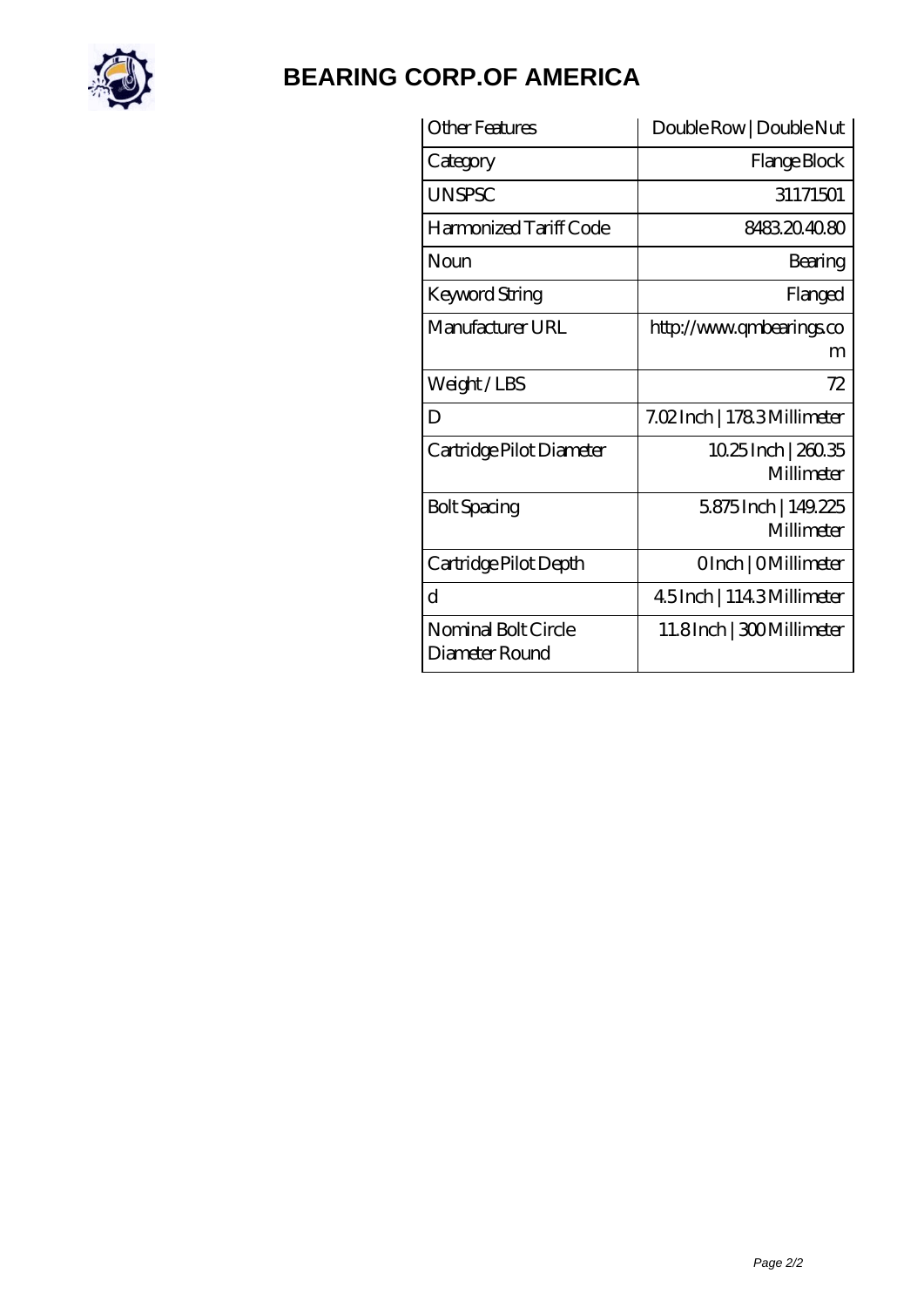# BEARING CORP.OF AMERICA

| | |
|---|---|
| Other Features | Double Row \| Double Nut |
| Category | Flange Block |
| UNSPSC | 31171501 |
| Harmonized Tariff Code | 8483.20.40.80 |
| Noun | Bearing |
| Keyword String | Flanged |
| Manufacturer URL | http://www.qmbearings.com |
| Weight / LBS | 72 |
| D | 7.02 Inch \| 178.3 Millimeter |
| Cartridge Pilot Diameter | 10.25 Inch \| 260.35 Millimeter |
| Bolt Spacing | 5.875 Inch \| 149.225 Millimeter |
| Cartridge Pilot Depth | 0 Inch \| 0 Millimeter |
| d | 4.5 Inch \| 114.3 Millimeter |
| Nominal Bolt Circle Diameter Round | 11.8 Inch \| 300 Millimeter |